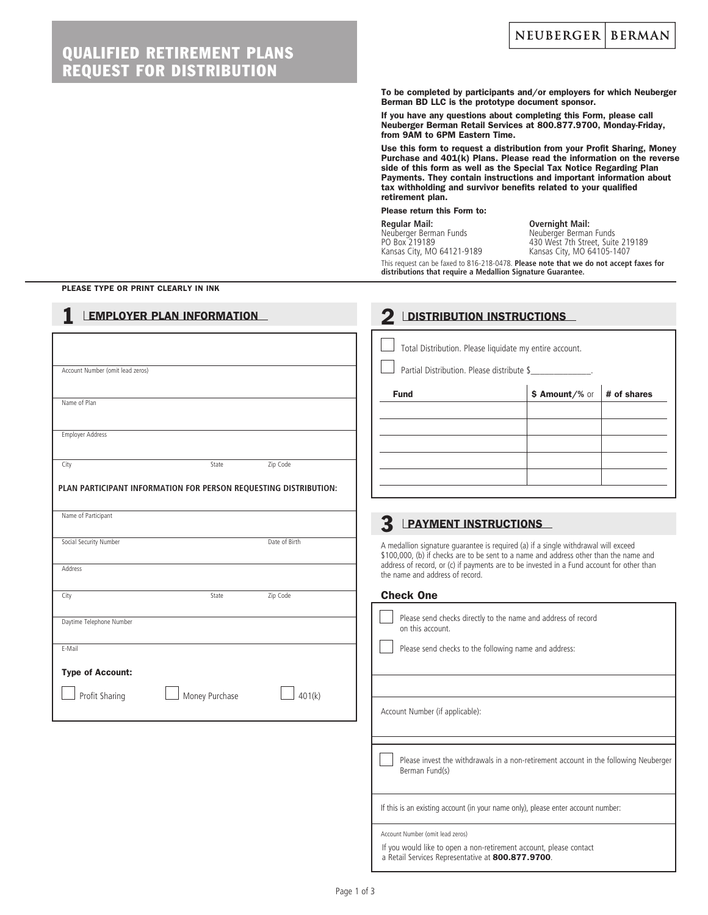# QUALIFIED RETIREMENT PLANS REQUEST FOR DISTRIBUTION

NEUBERGER | BERMAN

**To be completed by participants and/or employers for which Neuberger Berman BD LLC is the prototype document sponsor.**

**If you have any questions about completing this Form, please call Neuberger Berman Retail Services at 800.877.9700, Monday-Friday, from 9AM to 6PM Eastern Time.**

**Use this form to request a distribution from your Profit Sharing, Money Purchase and 401(k) Plans. Please read the information on the reverse side of this form as well as the Special Tax Notice Regarding Plan Payments. They contain instructions and important information about tax withholding and survivor benefits related to your qualified retirement plan.**

**Please return this Form to:**

**Regular Mail:**
Neuberger Berman Funds
PO Box 219189
Kansas City, MO 64121-9189

**Overnight Mail:**
Neuberger Berman Funds
430 West 7th Street, Suite 219189
Kansas City, MO 64105-1407

This request can be faxed to 816-218-0478. **Please note that we do not accept faxes for distributions that require a Medallion Signature Guarantee.**

**PLEASE TYPE OR PRINT CLEARLY IN INK**

## 1 EMPLOYER PLAN INFORMATION

Account Number (omit lead zeros) ______________________

Name of Plan ______________________

Employer Address ______________________

City ____________ State ____________ Zip Code ____________

**PLAN PARTICIPANT INFORMATION FOR PERSON REQUESTING DISTRIBUTION:**

Name of Participant ______________________

Social Security Number ____________ Date of Birth ____________

Address ______________________

City ____________ State ____________ Zip Code ____________

Daytime Telephone Number ______________________

E-Mail ______________________

**Type of Account:**

☐ Profit Sharing ☐ Money Purchase ☐ 401(k)

## 2 DISTRIBUTION INSTRUCTIONS

☐ Total Distribution. Please liquidate my entire account.

☐ Partial Distribution. Please distribute $______________.

| Fund | $ Amount/% or | # of shares |
|---|---|---|
| | | |
| | | |
| | | |
| | | |
| | | |

## 3 PAYMENT INSTRUCTIONS

A medallion signature guarantee is required (a) if a single withdrawal will exceed $100,000, (b) if checks are to be sent to a name and address other than the name and address of record, or (c) if payments are to be invested in a Fund account for other than the name and address of record.

### Check One

☐ Please send checks directly to the name and address of record on this account.

☐ Please send checks to the following name and address:

______________________

Account Number (if applicable): ______________________

☐ Please invest the withdrawals in a non-retirement account in the following Neuberger Berman Fund(s)

______________________

If this is an existing account (in your name only), please enter account number:

Account Number (omit lead zeros) ______________________

If you would like to open a non-retirement account, please contact a Retail Services Representative at **800.877.9700**.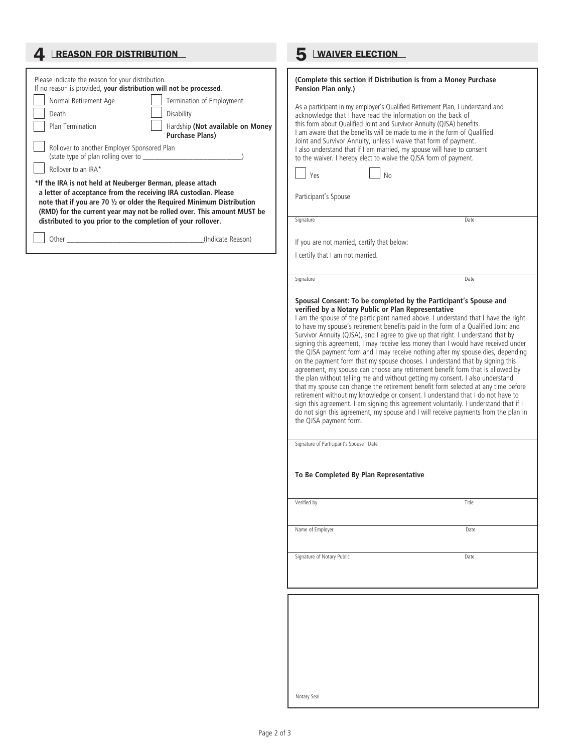## 4 REASON FOR DISTRIBUTION

Please indicate the reason for your distribution.
If no reason is provided, **your distribution will not be processed**.

- ☐ Normal Retirement Age
- ☐ Termination of Employment
- ☐ Death
- ☐ Disability
- ☐ Plan Termination
- ☐ Hardship **(Not available on Money Purchase Plans)**
- ☐ Rollover to another Employer Sponsored Plan (state type of plan rolling over to ____________________________)
- ☐ Rollover to an IRA*

**\*If the IRA is not held at Neuberger Berman, please attach a letter of acceptance from the receiving IRA custodian. Please note that if you are 70 ½ or older the Required Minimum Distribution (RMD) for the current year may not be rolled over. This amount MUST be distributed to you prior to the completion of your rollover.**

- ☐ Other ______________________________________(Indicate Reason)

## 5 WAIVER ELECTION

**(Complete this section if Distribution is from a Money Purchase Pension Plan only.)**

As a participant in my employer's Qualified Retirement Plan, I understand and acknowledge that I have read the information on the back of this form about Qualified Joint and Survivor Annuity (QJSA) benefits. I am aware that the benefits will be made to me in the form of Qualified Joint and Survivor Annuity, unless I waive that form of payment. I also understand that if I am married, my spouse will have to consent to the waiver. I hereby elect to waive the QJSA form of payment.

☐ Yes ☐ No

Participant's Spouse

Signature ____________________ Date ____________________

If you are not married, certify that below:

I certify that I am not married.

Signature ____________________ Date ____________________

**Spousal Consent: To be completed by the Participant's Spouse and verified by a Notary Public or Plan Representative**

I am the spouse of the participant named above. I understand that I have the right to have my spouse's retirement benefits paid in the form of a Qualified Joint and Survivor Annuity (QJSA), and I agree to give up that right. I understand that by signing this agreement, I may receive less money than I would have received under the QJSA payment form and I may receive nothing after my spouse dies, depending on the payment form that my spouse chooses. I understand that by signing this agreement, my spouse can choose any retirement benefit form that is allowed by the plan without telling me and without getting my consent. I also understand that my spouse can change the retirement benefit form selected at any time before retirement without my knowledge or consent. I understand that I do not have to sign this agreement. I am signing this agreement voluntarily. I understand that if I do not sign this agreement, my spouse and I will receive payments from the plan in the QJSA payment form.

Signature of Participant's Spouse Date ____________________

**To Be Completed By Plan Representative**

Verified by ____________________ Title ____________________

Name of Employer ____________________ Date ____________________

Signature of Notary Public ____________________ Date ____________________

Notary Seal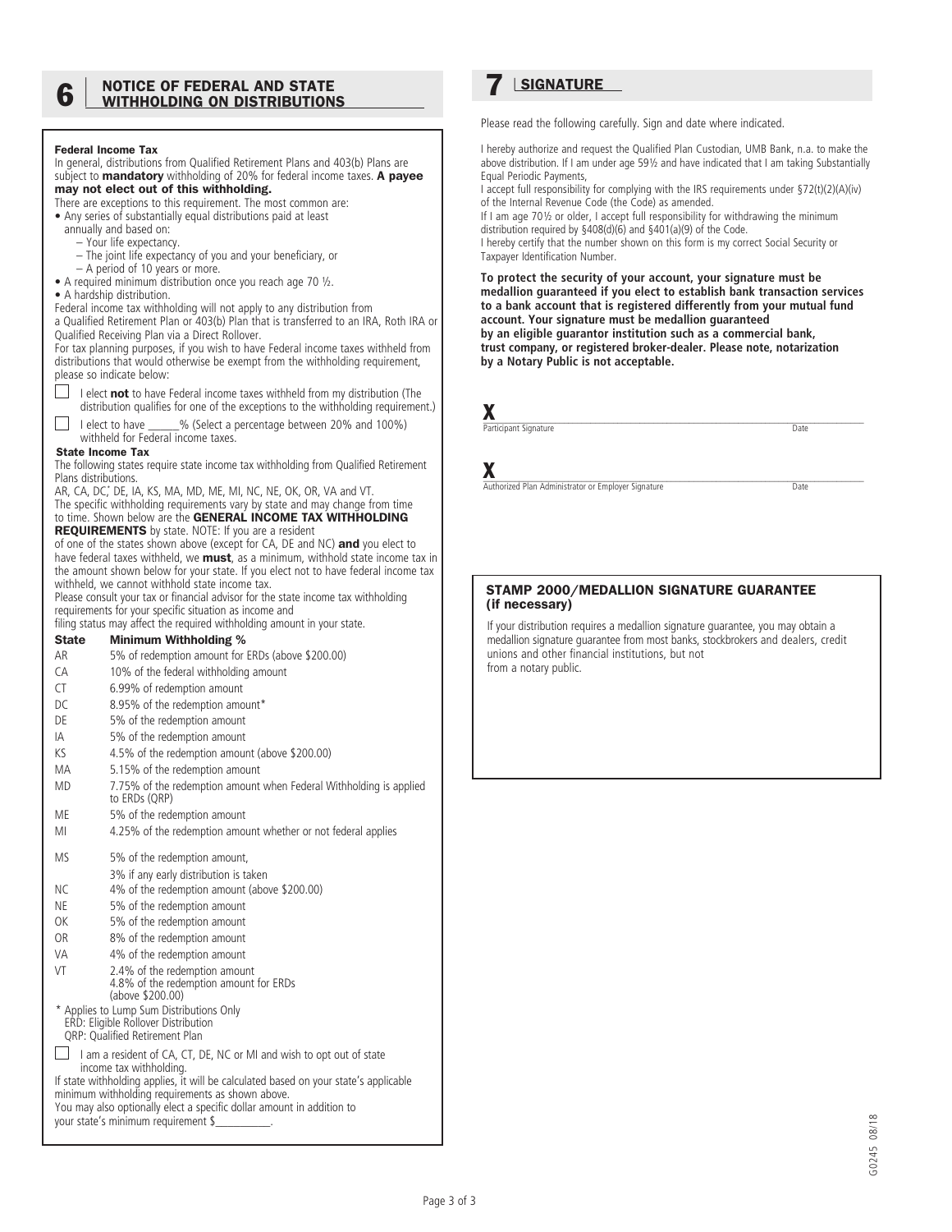## 6 NOTICE OF FEDERAL AND STATE WITHHOLDING ON DISTRIBUTIONS

**Federal Income Tax**

In general, distributions from Qualified Retirement Plans and 403(b) Plans are subject to **mandatory** withholding of 20% for federal income taxes. **A payee may not elect out of this withholding.**

There are exceptions to this requirement. The most common are:

- Any series of substantially equal distributions paid at least annually and based on:
  - Your life expectancy.
  - The joint life expectancy of you and your beneficiary, or
  - A period of 10 years or more.
- A required minimum distribution once you reach age 70 ½.
- A hardship distribution.

Federal income tax withholding will not apply to any distribution from a Qualified Retirement Plan or 403(b) Plan that is transferred to an IRA, Roth IRA or Qualified Receiving Plan via a Direct Rollover.

For tax planning purposes, if you wish to have Federal income taxes withheld from distributions that would otherwise be exempt from the withholding requirement, please so indicate below:

☐ I elect **not** to have Federal income taxes withheld from my distribution (The distribution qualifies for one of the exceptions to the withholding requirement.)

☐ I elect to have ______% (Select a percentage between 20% and 100%) withheld for Federal income taxes.

**State Income Tax**

The following states require state income tax withholding from Qualified Retirement Plans distributions.

AR, CA, DC*, DE, IA, KS, MA, MD, ME, MI, NC, NE, OK, OR, VA and VT.

The specific withholding requirements vary by state and may change from time to time. Shown below are the **GENERAL INCOME TAX WITHHOLDING REQUIREMENTS** by state. NOTE: If you are a resident of one of the states shown above (except for CA, DE and NC) **and** you elect to have federal taxes withheld, we **must**, as a minimum, withhold state income tax in the amount shown below for your state. If you elect not to have federal income tax withheld, we cannot withhold state income tax.

Please consult your tax or financial advisor for the state income tax withholding requirements for your specific situation as income and filing status may affect the required withholding amount in your state.

| State | Minimum Withholding % |
|---|---|
| AR | 5% of redemption amount for ERDs (above $200.00) |
| CA | 10% of the federal withholding amount |
| CT | 6.99% of redemption amount |
| DC | 8.95% of the redemption amount* |
| DE | 5% of the redemption amount |
| IA | 5% of the redemption amount |
| KS | 4.5% of the redemption amount (above $200.00) |
| MA | 5.15% of the redemption amount |
| MD | 7.75% of the redemption amount when Federal Withholding is applied to ERDs (QRP) |
| ME | 5% of the redemption amount |
| MI | 4.25% of the redemption amount whether or not federal applies |
| MS | 5% of the redemption amount, 3% if any early distribution is taken |
| NC | 4% of the redemption amount (above $200.00) |
| NE | 5% of the redemption amount |
| OK | 5% of the redemption amount |
| OR | 8% of the redemption amount |
| VA | 4% of the redemption amount |
| VT | 2.4% of the redemption amount 4.8% of the redemption amount for ERDs (above $200.00) |

\* Applies to Lump Sum Distributions Only
ERD: Eligible Rollover Distribution
QRP: Qualified Retirement Plan

☐ I am a resident of CA, CT, DE, NC or MI and wish to opt out of state income tax withholding.

If state withholding applies, it will be calculated based on your state's applicable minimum withholding requirements as shown above.

You may also optionally elect a specific dollar amount in addition to your state's minimum requirement $__________.

## 7 SIGNATURE

Please read the following carefully. Sign and date where indicated.

I hereby authorize and request the Qualified Plan Custodian, UMB Bank, n.a. to make the above distribution. If I am under age 59½ and have indicated that I am taking Substantially Equal Periodic Payments,

I accept full responsibility for complying with the IRS requirements under §72(t)(2)(A)(iv) of the Internal Revenue Code (the Code) as amended.

If I am age 70½ or older, I accept full responsibility for withdrawing the minimum distribution required by §408(d)(6) and §401(a)(9) of the Code.

I hereby certify that the number shown on this form is my correct Social Security or Taxpayer Identification Number.

**To protect the security of your account, your signature must be medallion guaranteed if you elect to establish bank transaction services to a bank account that is registered differently from your mutual fund account. Your signature must be medallion guaranteed by an eligible guarantor institution such as a commercial bank, trust company, or registered broker-dealer. Please note, notarization by a Notary Public is not acceptable.**

X ______________________________________________
Participant Signature Date

X ______________________________________________
Authorized Plan Administrator or Employer Signature Date

**STAMP 2000/MEDALLION SIGNATURE GUARANTEE (if necessary)**

If your distribution requires a medallion signature guarantee, you may obtain a medallion signature guarantee from most banks, stockbrokers and dealers, credit unions and other financial institutions, but not from a notary public.

G0245 08/18